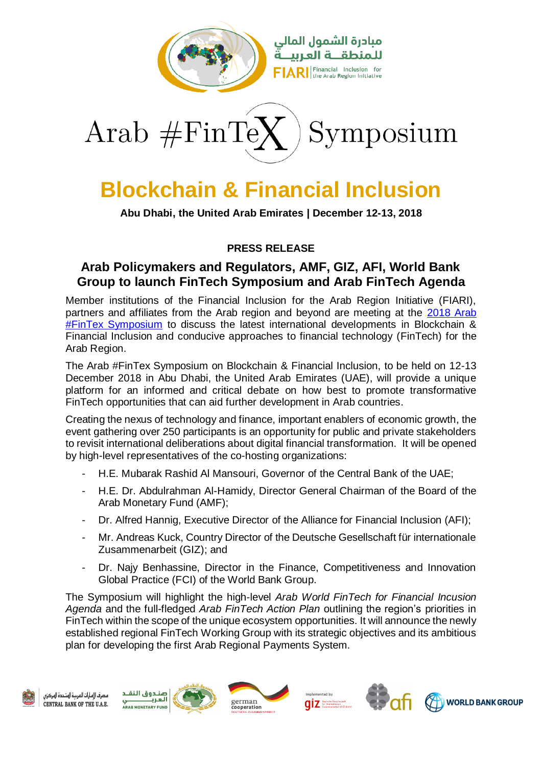مبادرة الشمول المالي للمنطقة العربية

FIARI | Financial Inclusion for the Arab Region Initiative

# Arab #FinTeX Symposium

# Blockchain & Financial Inclusion

**Abu Dhabi, the United Arab Emirates | December 12-13, 2018**

**PRESS RELEASE**

## Arab Policymakers and Regulators, AMF, GIZ, AFI, World Bank Group to launch FinTech Symposium and Arab FinTech Agenda

Member institutions of the Financial Inclusion for the Arab Region Initiative (FIARI), partners and affiliates from the Arab region and beyond are meeting at the [2018 Arab #FinTex Symposium] to discuss the latest international developments in Blockchain & Financial Inclusion and conducive approaches to financial technology (FinTech) for the Arab Region.

The Arab #FinTex Symposium on Blockchain & Financial Inclusion, to be held on 12-13 December 2018 in Abu Dhabi, the United Arab Emirates (UAE), will provide a unique platform for an informed and critical debate on how best to promote transformative FinTech opportunities that can aid further development in Arab countries.

Creating the nexus of technology and finance, important enablers of economic growth, the event gathering over 250 participants is an opportunity for public and private stakeholders to revisit international deliberations about digital financial transformation. It will be opened by high-level representatives of the co-hosting organizations:

- H.E. Mubarak Rashid Al Mansouri, Governor of the Central Bank of the UAE;
- H.E. Dr. Abdulrahman Al-Hamidy, Director General Chairman of the Board of the Arab Monetary Fund (AMF);
- Dr. Alfred Hannig, Executive Director of the Alliance for Financial Inclusion (AFI);
- Mr. Andreas Kuck, Country Director of the Deutsche Gesellschaft für internationale Zusammenarbeit (GIZ); and
- Dr. Najy Benhassine, Director in the Finance, Competitiveness and Innovation Global Practice (FCI) of the World Bank Group.

The Symposium will highlight the high-level *Arab World FinTech for Financial Incusion Agenda* and the full-fledged *Arab FinTech Action Plan* outlining the region's priorities in FinTech within the scope of the unique ecosystem opportunities. It will announce the newly established regional FinTech Working Group with its strategic objectives and its ambitious plan for developing the first Arab Regional Payments System.

مصرف الإمارات العربية المتحدة المركزي CENTRAL BANK OF THE U.A.E. | صندوق النقد العربي ARAB MONETARY FUND | german cooperation DEUTSCHE ZUSAMMENARBEIT | Implemented by giz Deutsche Gesellschaft für Internationale Zusammenarbeit (GIZ) GmbH | afi | WORLD BANK GROUP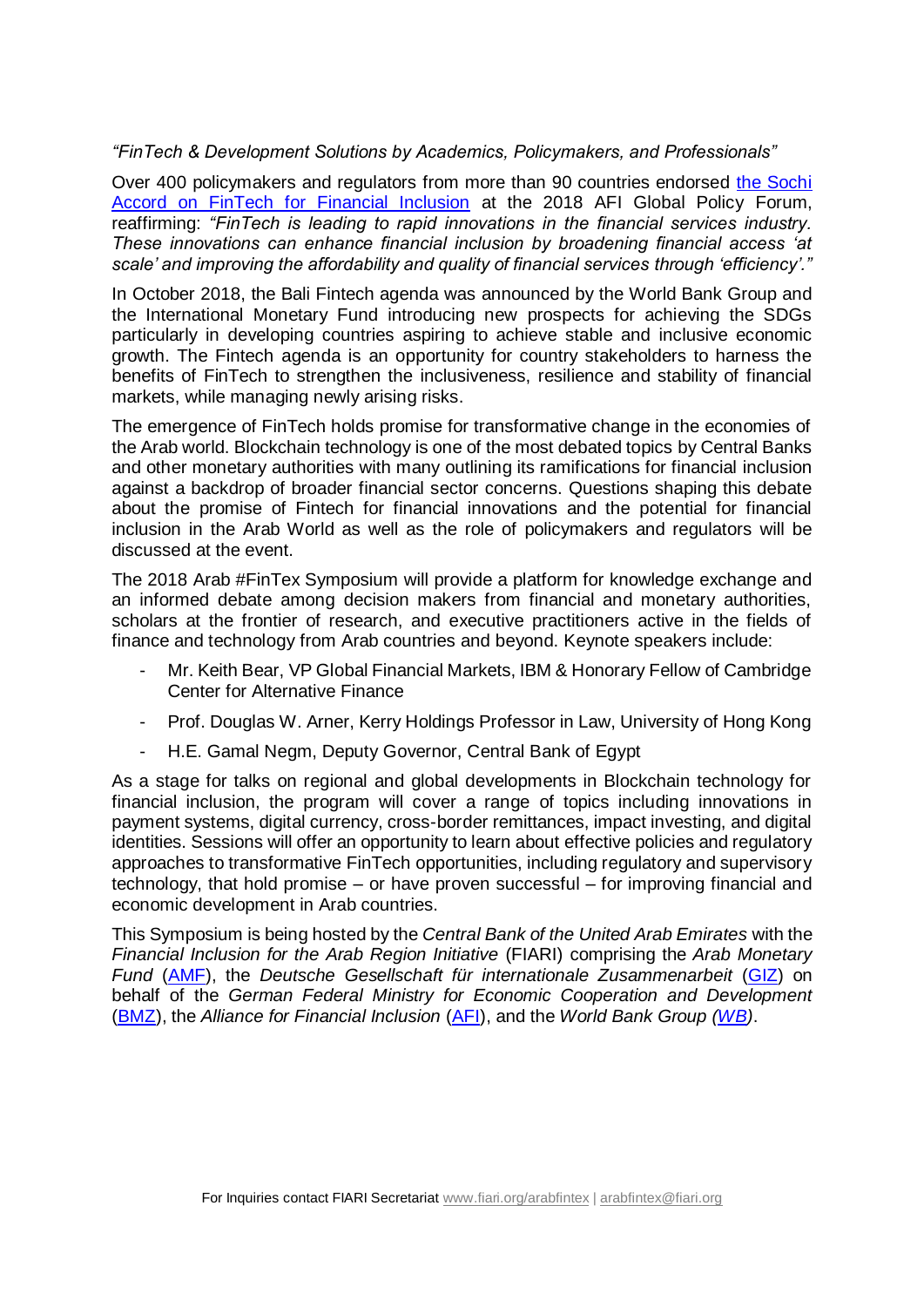*"FinTech & Development Solutions by Academics, Policymakers, and Professionals"*

Over 400 policymakers and regulators from more than 90 countries endorsed the Sochi Accord on FinTech for Financial Inclusion at the 2018 AFI Global Policy Forum, reaffirming: *"FinTech is leading to rapid innovations in the financial services industry. These innovations can enhance financial inclusion by broadening financial access 'at scale' and improving the affordability and quality of financial services through 'efficiency'."*

In October 2018, the Bali Fintech agenda was announced by the World Bank Group and the International Monetary Fund introducing new prospects for achieving the SDGs particularly in developing countries aspiring to achieve stable and inclusive economic growth. The Fintech agenda is an opportunity for country stakeholders to harness the benefits of FinTech to strengthen the inclusiveness, resilience and stability of financial markets, while managing newly arising risks.

The emergence of FinTech holds promise for transformative change in the economies of the Arab world. Blockchain technology is one of the most debated topics by Central Banks and other monetary authorities with many outlining its ramifications for financial inclusion against a backdrop of broader financial sector concerns. Questions shaping this debate about the promise of Fintech for financial innovations and the potential for financial inclusion in the Arab World as well as the role of policymakers and regulators will be discussed at the event.

The 2018 Arab #FinTex Symposium will provide a platform for knowledge exchange and an informed debate among decision makers from financial and monetary authorities, scholars at the frontier of research, and executive practitioners active in the fields of finance and technology from Arab countries and beyond. Keynote speakers include:

- Mr. Keith Bear, VP Global Financial Markets, IBM & Honorary Fellow of Cambridge Center for Alternative Finance
- Prof. Douglas W. Arner, Kerry Holdings Professor in Law, University of Hong Kong
- H.E. Gamal Negm, Deputy Governor, Central Bank of Egypt

As a stage for talks on regional and global developments in Blockchain technology for financial inclusion, the program will cover a range of topics including innovations in payment systems, digital currency, cross-border remittances, impact investing, and digital identities. Sessions will offer an opportunity to learn about effective policies and regulatory approaches to transformative FinTech opportunities, including regulatory and supervisory technology, that hold promise – or have proven successful – for improving financial and economic development in Arab countries.

This Symposium is being hosted by the *Central Bank of the United Arab Emirates* with the *Financial Inclusion for the Arab Region Initiative* (FIARI) comprising the *Arab Monetary Fund* (AMF), the *Deutsche Gesellschaft für internationale Zusammenarbeit* (GIZ) on behalf of the *German Federal Ministry for Economic Cooperation and Development* (BMZ), the *Alliance for Financial Inclusion* (AFI), and the *World Bank Group (WB)*.

For Inquiries contact FIARI Secretariat www.fiari.org/arabfintex | arabfintex@fiari.org